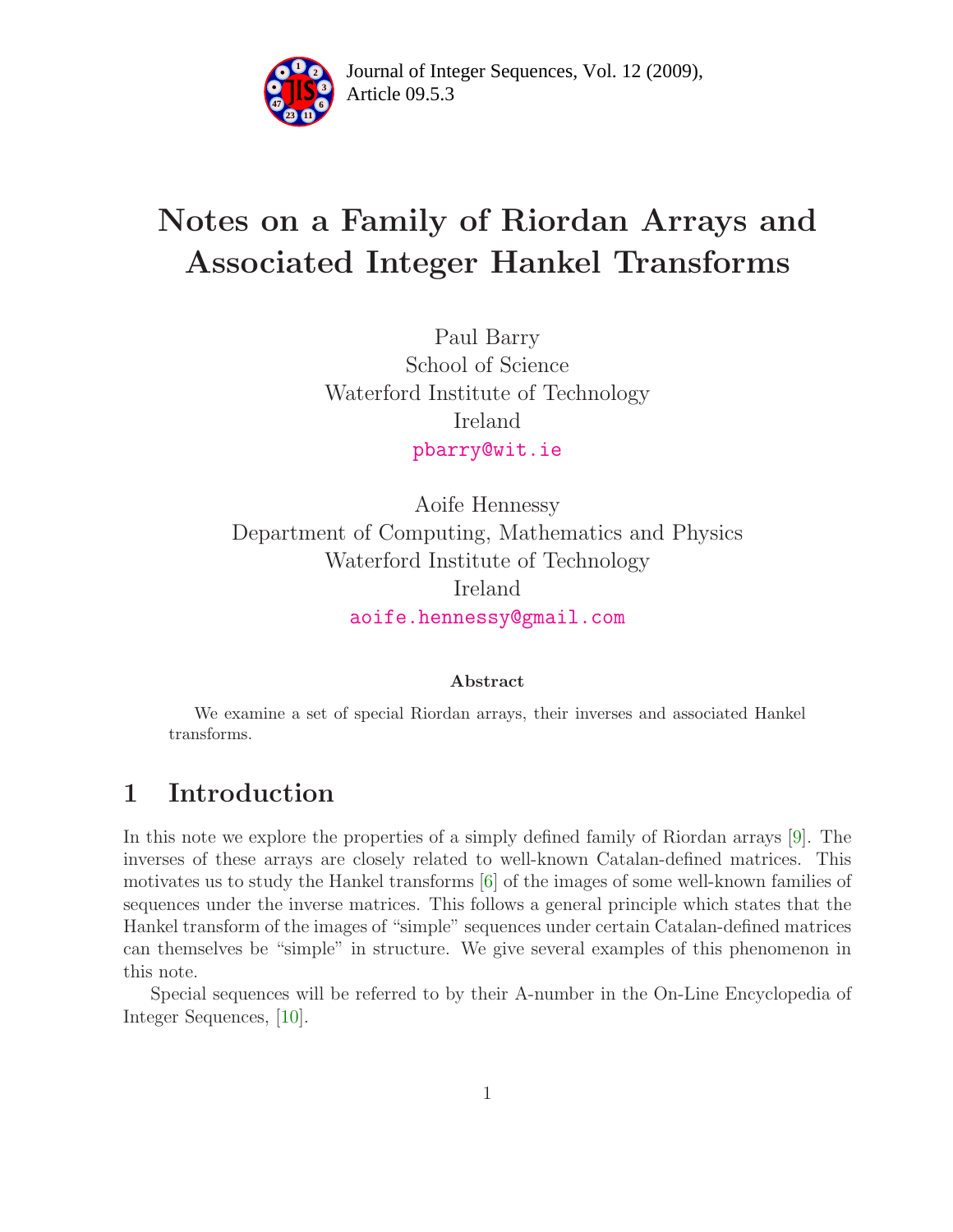Journal of Integer Sequences, Vol. 12 (2009), Article 09.5.3

# Notes on a Family of Riordan Arrays and Associated Integer Hankel Transforms

Paul Barry
School of Science
Waterford Institute of Technology
Ireland
pbarry@wit.ie

Aoife Hennessy
Department of Computing, Mathematics and Physics
Waterford Institute of Technology
Ireland
aoife.hennessy@gmail.com

### Abstract

We examine a set of special Riordan arrays, their inverses and associated Hankel transforms.

## 1 Introduction

In this note we explore the properties of a simply defined family of Riordan arrays [9]. The inverses of these arrays are closely related to well-known Catalan-defined matrices. This motivates us to study the Hankel transforms [6] of the images of some well-known families of sequences under the inverse matrices. This follows a general principle which states that the Hankel transform of the images of "simple" sequences under certain Catalan-defined matrices can themselves be "simple" in structure. We give several examples of this phenomenon in this note.

Special sequences will be referred to by their A-number in the On-Line Encyclopedia of Integer Sequences, [10].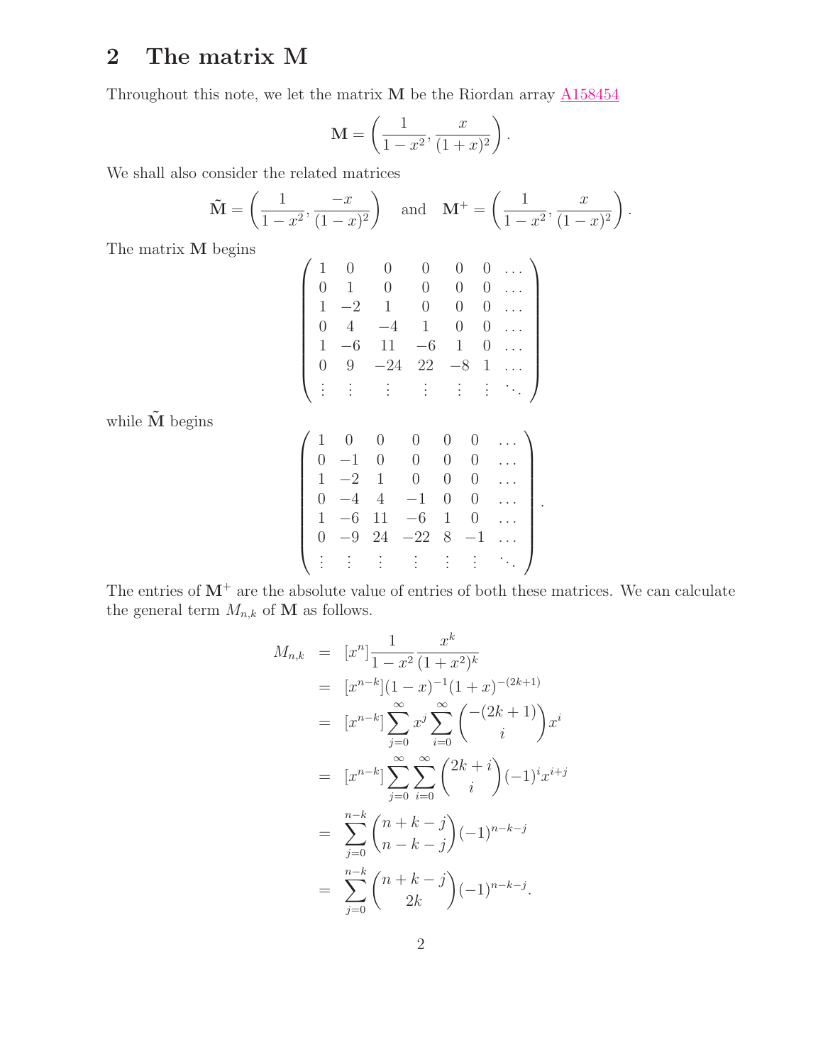## 2 The matrix M

Throughout this note, we let the matrix $\mathbf{M}$ be the Riordan array A158454

$$\mathbf{M} = \left(\frac{1}{1-x^2}, \frac{x}{(1+x)^2}\right).$$

We shall also consider the related matrices

$$\tilde{\mathbf{M}} = \left(\frac{1}{1-x^2}, \frac{-x}{(1-x)^2}\right) \quad \text{and} \quad \mathbf{M}^+ = \left(\frac{1}{1-x^2}, \frac{x}{(1-x)^2}\right).$$

The matrix $\mathbf{M}$ begins

$$\left(\begin{array}{ccccccc} 1 & 0 & 0 & 0 & 0 & 0 & \ldots \\ 0 & 1 & 0 & 0 & 0 & 0 & \ldots \\ 1 & -2 & 1 & 0 & 0 & 0 & \ldots \\ 0 & 4 & -4 & 1 & 0 & 0 & \ldots \\ 1 & -6 & 11 & -6 & 1 & 0 & \ldots \\ 0 & 9 & -24 & 22 & -8 & 1 & \ldots \\ \vdots & \vdots & \vdots & \vdots & \vdots & \vdots & \ddots \end{array}\right)$$

while $\tilde{\mathbf{M}}$ begins

$$\left(\begin{array}{ccccccc} 1 & 0 & 0 & 0 & 0 & 0 & \ldots \\ 0 & -1 & 0 & 0 & 0 & 0 & \ldots \\ 1 & -2 & 1 & 0 & 0 & 0 & \ldots \\ 0 & -4 & 4 & -1 & 0 & 0 & \ldots \\ 1 & -6 & 11 & -6 & 1 & 0 & \ldots \\ 0 & -9 & 24 & -22 & 8 & -1 & \ldots \\ \vdots & \vdots & \vdots & \vdots & \vdots & \vdots & \ddots \end{array}\right).$$

The entries of $\mathbf{M}^+$ are the absolute value of entries of both these matrices. We can calculate the general term $M_{n,k}$ of $\mathbf{M}$ as follows.

$$\begin{aligned}
M_{n,k} &= [x^n]\frac{1}{1-x^2}\frac{x^k}{(1+x^2)^k} \\
&= [x^{n-k}](1-x)^{-1}(1+x)^{-(2k+1)} \\
&= [x^{n-k}]\sum_{j=0}^{\infty} x^j \sum_{i=0}^{\infty} \binom{-(2k+1)}{i} x^i \\
&= [x^{n-k}]\sum_{j=0}^{\infty}\sum_{i=0}^{\infty} \binom{2k+i}{i}(-1)^i x^{i+j} \\
&= \sum_{j=0}^{n-k} \binom{n+k-j}{n-k-j}(-1)^{n-k-j} \\
&= \sum_{j=0}^{n-k} \binom{n+k-j}{2k}(-1)^{n-k-j}.
\end{aligned}$$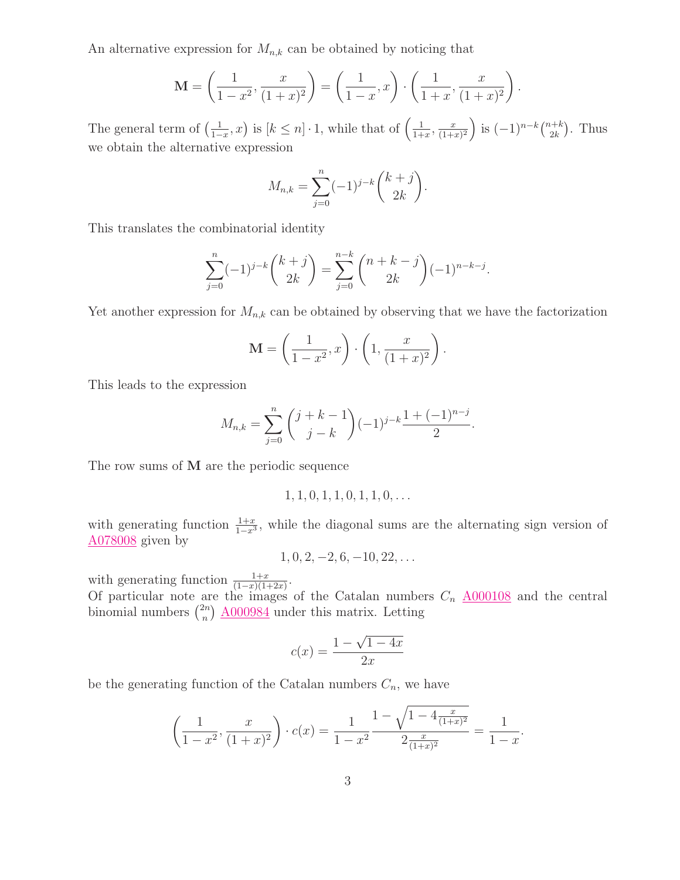An alternative expression for $M_{n,k}$ can be obtained by noticing that

$$\mathbf{M} = \left(\frac{1}{1-x^2}, \frac{x}{(1+x)^2}\right) = \left(\frac{1}{1-x}, x\right) \cdot \left(\frac{1}{1+x}, \frac{x}{(1+x)^2}\right).$$

The general term of $\left(\frac{1}{1-x}, x\right)$ is $[k \le n] \cdot 1$, while that of $\left(\frac{1}{1+x}, \frac{x}{(1+x)^2}\right)$ is $(-1)^{n-k}\binom{n+k}{2k}$. Thus we obtain the alternative expression

$$M_{n,k} = \sum_{j=0}^{n} (-1)^{j-k} \binom{k+j}{2k}.$$

This translates the combinatorial identity

$$\sum_{j=0}^{n} (-1)^{j-k} \binom{k+j}{2k} = \sum_{j=0}^{n-k} \binom{n+k-j}{2k} (-1)^{n-k-j}.$$

Yet another expression for $M_{n,k}$ can be obtained by observing that we have the factorization

$$\mathbf{M} = \left(\frac{1}{1-x^2}, x\right) \cdot \left(1, \frac{x}{(1+x)^2}\right).$$

This leads to the expression

$$M_{n,k} = \sum_{j=0}^{n} \binom{j+k-1}{j-k} (-1)^{j-k} \frac{1+(-1)^{n-j}}{2}.$$

The row sums of $\mathbf{M}$ are the periodic sequence

$$1, 1, 0, 1, 1, 0, 1, 1, 0, \ldots$$

with generating function $\frac{1+x}{1-x^3}$, while the diagonal sums are the alternating sign version of A078008 given by

$$1, 0, 2, -2, 6, -10, 22, \ldots$$

with generating function $\frac{1+x}{(1-x)(1+2x)}$.
Of particular note are the images of the Catalan numbers $C_n$ A000108 and the central binomial numbers $\binom{2n}{n}$ A000984 under this matrix. Letting

$$c(x) = \frac{1-\sqrt{1-4x}}{2x}$$

be the generating function of the Catalan numbers $C_n$, we have

$$\left(\frac{1}{1-x^2}, \frac{x}{(1+x)^2}\right) \cdot c(x) = \frac{1}{1-x^2} \frac{1-\sqrt{1-4\frac{x}{(1+x)^2}}}{2\frac{x}{(1+x)^2}} = \frac{1}{1-x}.$$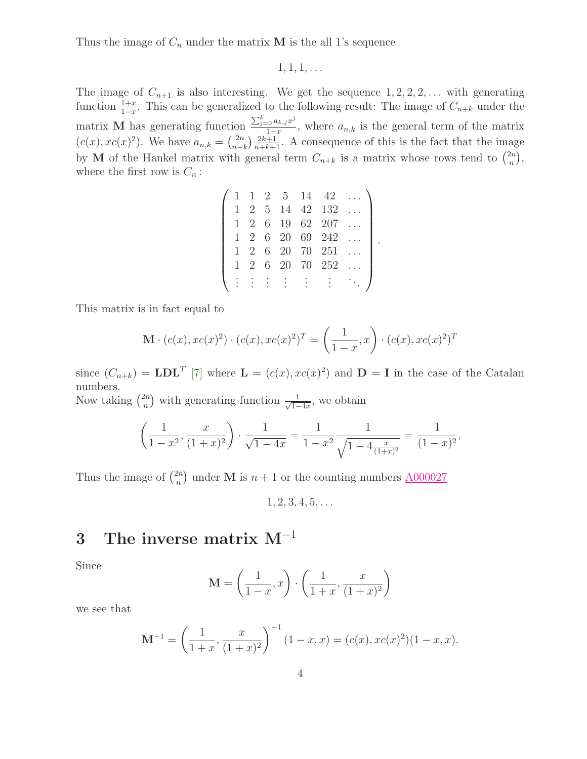Thus the image of $C_n$ under the matrix $\mathbf{M}$ is the all 1's sequence

$$1, 1, 1, \ldots$$

The image of $C_{n+1}$ is also interesting. We get the sequence $1, 2, 2, 2, \ldots$ with generating function $\frac{1+x}{1-x}$. This can be generalized to the following result: The image of $C_{n+k}$ under the matrix $\mathbf{M}$ has generating function $\frac{\sum_{j=0}^{k} a_{k,j} x^j}{1-x}$, where $a_{n,k}$ is the general term of the matrix $(c(x), xc(x)^2)$. We have $a_{n,k} = \binom{2n}{n-k}\frac{2k+1}{n+k+1}$. A consequence of this is the fact that the image by $\mathbf{M}$ of the Hankel matrix with general term $C_{n+k}$ is a matrix whose rows tend to $\binom{2n}{n}$, where the first row is $C_n$:

$$\left(\begin{array}{ccccccc} 1 & 1 & 2 & 5 & 14 & 42 & \ldots \\ 1 & 2 & 5 & 14 & 42 & 132 & \ldots \\ 1 & 2 & 6 & 19 & 62 & 207 & \ldots \\ 1 & 2 & 6 & 20 & 69 & 242 & \ldots \\ 1 & 2 & 6 & 20 & 70 & 251 & \ldots \\ 1 & 2 & 6 & 20 & 70 & 252 & \ldots \\ \vdots & \vdots & \vdots & \vdots & \vdots & \vdots & \ddots \end{array}\right).$$

This matrix is in fact equal to

$$\mathbf{M} \cdot (c(x), xc(x)^2) \cdot (c(x), xc(x)^2)^T = \left(\frac{1}{1-x}, x\right) \cdot (c(x), xc(x)^2)^T$$

since $(C_{n+k}) = \mathbf{L}\mathbf{D}\mathbf{L}^T$ [7] where $\mathbf{L} = (c(x), xc(x)^2)$ and $\mathbf{D} = \mathbf{I}$ in the case of the Catalan numbers.

Now taking $\binom{2n}{n}$ with generating function $\frac{1}{\sqrt{1-4x}}$, we obtain

$$\left(\frac{1}{1-x^2}, \frac{x}{(1+x)^2}\right) \cdot \frac{1}{\sqrt{1-4x}} = \frac{1}{1-x^2}\frac{1}{\sqrt{1-4\frac{x}{(1+x)^2}}} = \frac{1}{(1-x)^2}.$$

Thus the image of $\binom{2n}{n}$ under $\mathbf{M}$ is $n+1$ or the counting numbers A000027

$$1, 2, 3, 4, 5, \ldots$$

## 3 The inverse matrix $\mathbf{M}^{-1}$

Since

$$\mathbf{M} = \left(\frac{1}{1-x}, x\right) \cdot \left(\frac{1}{1+x}, \frac{x}{(1+x)^2}\right)$$

we see that

$$\mathbf{M}^{-1} = \left(\frac{1}{1+x}, \frac{x}{(1+x)^2}\right)^{-1}(1-x, x) = (c(x), xc(x)^2)(1-x, x).$$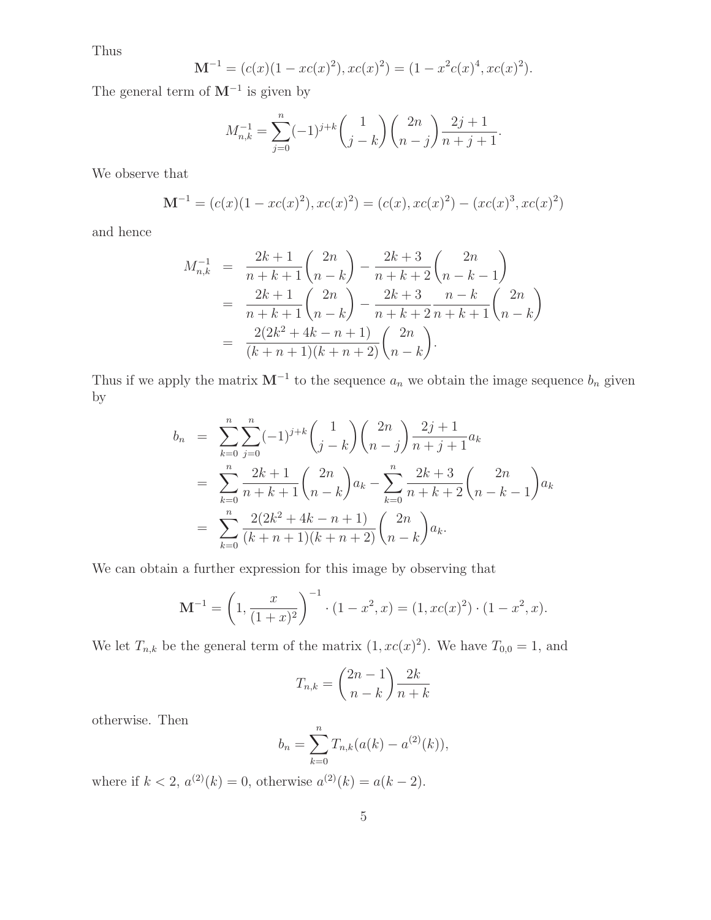Thus

$$\mathbf{M}^{-1} = (c(x)(1 - xc(x)^2), xc(x)^2) = (1 - x^2 c(x)^4, xc(x)^2).$$

The general term of $\mathbf{M}^{-1}$ is given by

$$M^{-1}_{n,k} = \sum_{j=0}^{n} (-1)^{j+k} \binom{1}{j-k} \binom{2n}{n-j} \frac{2j+1}{n+j+1}.$$

We observe that

$$\mathbf{M}^{-1} = (c(x)(1 - xc(x)^2), xc(x)^2) = (c(x), xc(x)^2) - (xc(x)^3, xc(x)^2)$$

and hence

$$\begin{aligned}
M^{-1}_{n,k} &= \frac{2k+1}{n+k+1}\binom{2n}{n-k} - \frac{2k+3}{n+k+2}\binom{2n}{n-k-1} \\
&= \frac{2k+1}{n+k+1}\binom{2n}{n-k} - \frac{2k+3}{n+k+2}\frac{n-k}{n+k+1}\binom{2n}{n-k} \\
&= \frac{2(2k^2+4k-n+1)}{(k+n+1)(k+n+2)}\binom{2n}{n-k}.
\end{aligned}$$

Thus if we apply the matrix $\mathbf{M}^{-1}$ to the sequence $a_n$ we obtain the image sequence $b_n$ given by

$$\begin{aligned}
b_n &= \sum_{k=0}^{n}\sum_{j=0}^{n} (-1)^{j+k} \binom{1}{j-k} \binom{2n}{n-j} \frac{2j+1}{n+j+1} a_k \\
&= \sum_{k=0}^{n} \frac{2k+1}{n+k+1}\binom{2n}{n-k} a_k - \sum_{k=0}^{n} \frac{2k+3}{n+k+2}\binom{2n}{n-k-1} a_k \\
&= \sum_{k=0}^{n} \frac{2(2k^2+4k-n+1)}{(k+n+1)(k+n+2)}\binom{2n}{n-k} a_k.
\end{aligned}$$

We can obtain a further expression for this image by observing that

$$\mathbf{M}^{-1} = \left(1, \frac{x}{(1+x)^2}\right)^{-1} \cdot (1 - x^2, x) = (1, xc(x)^2) \cdot (1 - x^2, x).$$

We let $T_{n,k}$ be the general term of the matrix $(1, xc(x)^2)$. We have $T_{0,0} = 1$, and

$$T_{n,k} = \binom{2n-1}{n-k} \frac{2k}{n+k}$$

otherwise. Then

$$b_n = \sum_{k=0}^{n} T_{n,k} (a(k) - a^{(2)}(k)),$$

where if $k < 2$, $a^{(2)}(k) = 0$, otherwise $a^{(2)}(k) = a(k-2)$.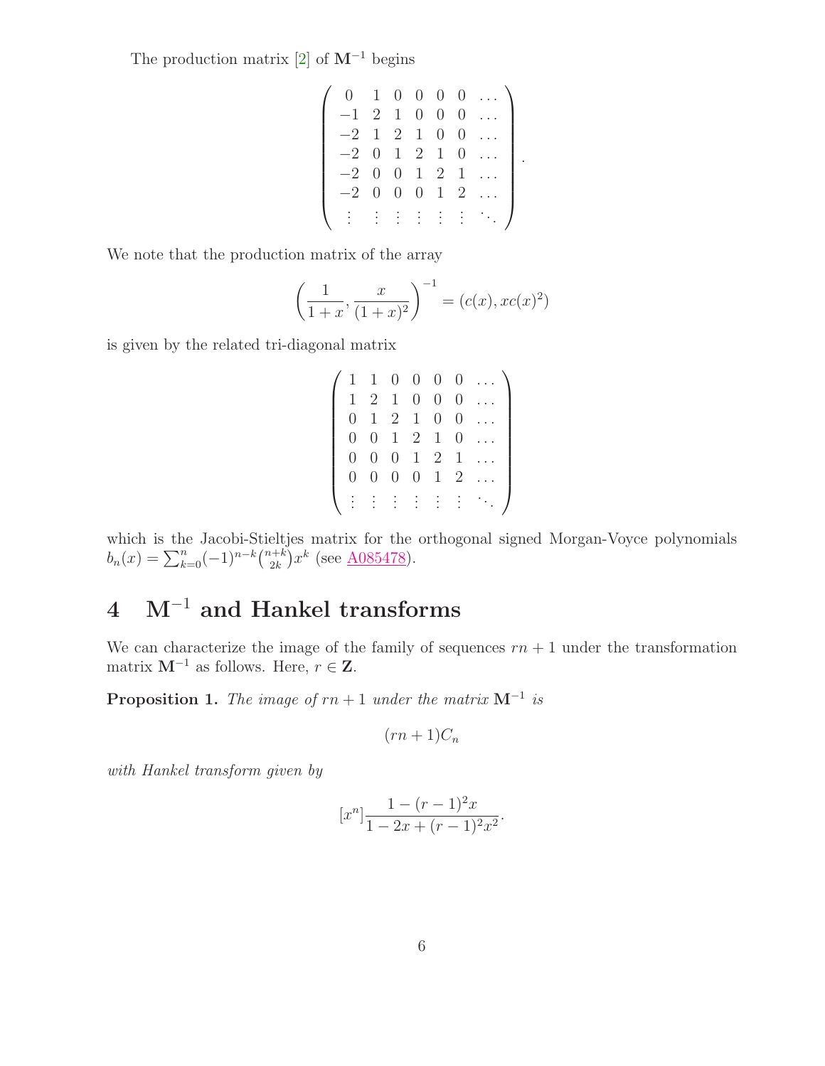The production matrix [2] of $\mathbf{M}^{-1}$ begins

$$\left(\begin{array}{ccccccc} 0 & 1 & 0 & 0 & 0 & 0 & \dots \\ -1 & 2 & 1 & 0 & 0 & 0 & \dots \\ -2 & 1 & 2 & 1 & 0 & 0 & \dots \\ -2 & 0 & 1 & 2 & 1 & 0 & \dots \\ -2 & 0 & 0 & 1 & 2 & 1 & \dots \\ -2 & 0 & 0 & 0 & 1 & 2 & \dots \\ \vdots & \vdots & \vdots & \vdots & \vdots & \vdots & \ddots \end{array}\right).$$

We note that the production matrix of the array

$$\left(\frac{1}{1+x}, \frac{x}{(1+x)^2}\right)^{-1} = (c(x), xc(x)^2)$$

is given by the related tri-diagonal matrix

$$\left(\begin{array}{ccccccc} 1 & 1 & 0 & 0 & 0 & 0 & \dots \\ 1 & 2 & 1 & 0 & 0 & 0 & \dots \\ 0 & 1 & 2 & 1 & 0 & 0 & \dots \\ 0 & 0 & 1 & 2 & 1 & 0 & \dots \\ 0 & 0 & 0 & 1 & 2 & 1 & \dots \\ 0 & 0 & 0 & 0 & 1 & 2 & \dots \\ \vdots & \vdots & \vdots & \vdots & \vdots & \vdots & \ddots \end{array}\right)$$

which is the Jacobi-Stieltjes matrix for the orthogonal signed Morgan-Voyce polynomials $b_n(x) = \sum_{k=0}^{n} (-1)^{n-k}\binom{n+k}{2k}x^k$ (see A085478).

# 4 $\mathbf{M}^{-1}$ and Hankel transforms

We can characterize the image of the family of sequences $rn + 1$ under the transformation matrix $\mathbf{M}^{-1}$ as follows. Here, $r \in \mathbf{Z}$.

**Proposition 1.** *The image of $rn + 1$ under the matrix $\mathbf{M}^{-1}$ is*

$$(rn + 1)C_n$$

*with Hankel transform given by*

$$[x^n]\frac{1 - (r-1)^2 x}{1 - 2x + (r-1)^2 x^2}.$$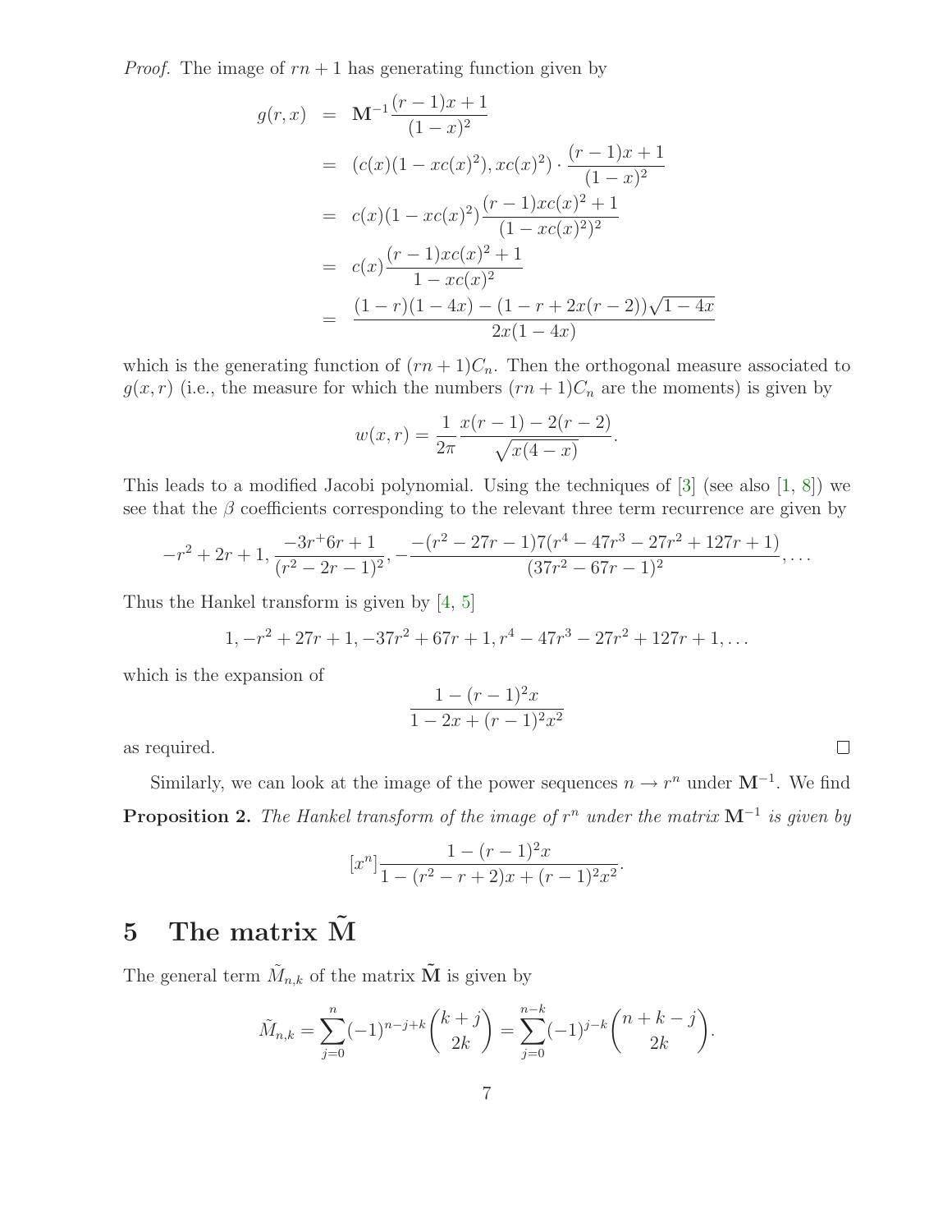*Proof.* The image of $rn+1$ has generating function given by

$$\begin{aligned}
g(r,x) &= \mathbf{M}^{-1}\frac{(r-1)x+1}{(1-x)^2} \\
&= (c(x)(1-xc(x)^2), xc(x)^2)\cdot\frac{(r-1)x+1}{(1-x)^2} \\
&= c(x)(1-xc(x)^2)\frac{(r-1)xc(x)^2+1}{(1-xc(x)^2)^2} \\
&= c(x)\frac{(r-1)xc(x)^2+1}{1-xc(x)^2} \\
&= \frac{(1-r)(1-4x)-(1-r+2x(r-2))\sqrt{1-4x}}{2x(1-4x)}
\end{aligned}$$

which is the generating function of $(rn+1)C_n$. Then the orthogonal measure associated to $g(x,r)$ (i.e., the measure for which the numbers $(rn+1)C_n$ are the moments) is given by

$$w(x,r)=\frac{1}{2\pi}\frac{x(r-1)-2(r-2)}{\sqrt{x(4-x)}}.$$

This leads to a modified Jacobi polynomial. Using the techniques of [3] (see also [1, 8]) we see that the $\beta$ coefficients corresponding to the relevant three term recurrence are given by

$$-r^2+2r+1, \frac{-3r^+6r+1}{(r^2-2r-1)^2}, -\frac{-(r^2-27r-1)7(r^4-47r^3-27r^2+127r+1)}{(37r^2-67r-1)^2}, \ldots$$

Thus the Hankel transform is given by [4, 5]

$$1, -r^2+27r+1, -37r^2+67r+1, r^4-47r^3-27r^2+127r+1, \ldots$$

which is the expansion of

$$\frac{1-(r-1)^2x}{1-2x+(r-1)^2x^2}$$

as required. ☐

Similarly, we can look at the image of the power sequences $n\to r^n$ under $\mathbf{M}^{-1}$. We find

**Proposition 2.** *The Hankel transform of the image of $r^n$ under the matrix $\mathbf{M}^{-1}$ is given by*

$$[x^n]\frac{1-(r-1)^2x}{1-(r^2-r+2)x+(r-1)^2x^2}.$$

# 5 The matrix $\tilde{\mathbf{M}}$

The general term $\tilde{M}_{n,k}$ of the matrix $\tilde{\mathbf{M}}$ is given by

$$\tilde{M}_{n,k}=\sum_{j=0}^{n}(-1)^{n-j+k}\binom{k+j}{2k}=\sum_{j=0}^{n-k}(-1)^{j-k}\binom{n+k-j}{2k}.$$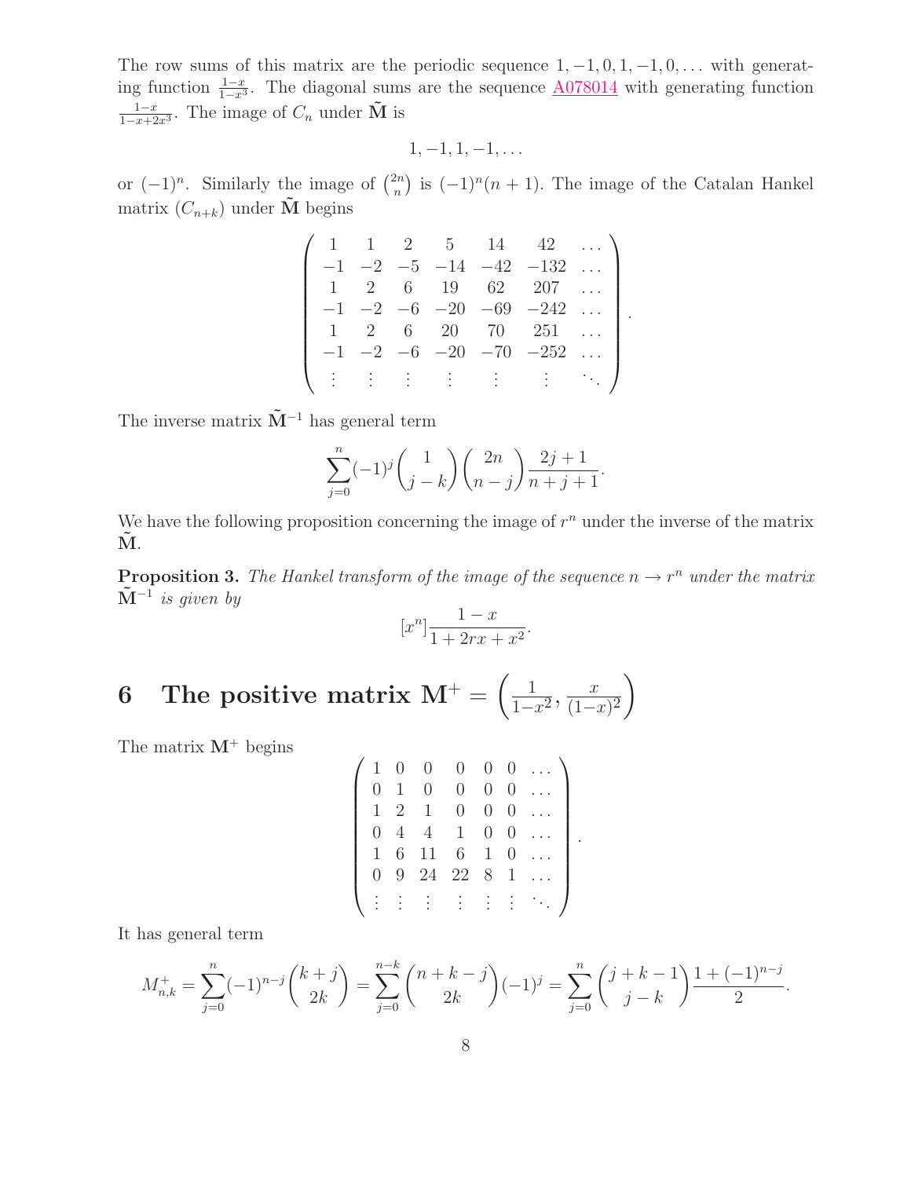The row sums of this matrix are the periodic sequence $1, -1, 0, 1, -1, 0, \ldots$ with generating function $\frac{1-x}{1-x^3}$. The diagonal sums are the sequence A078014 with generating function $\frac{1-x}{1-x+2x^3}$. The image of $C_n$ under $\tilde{\mathbf{M}}$ is

$$1, -1, 1, -1, \ldots$$

or $(-1)^n$. Similarly the image of $\binom{2n}{n}$ is $(-1)^n(n+1)$. The image of the Catalan Hankel matrix $(C_{n+k})$ under $\tilde{\mathbf{M}}$ begins

$$\left(\begin{array}{ccccccc} 1 & 1 & 2 & 5 & 14 & 42 & \ldots \\ -1 & -2 & -5 & -14 & -42 & -132 & \ldots \\ 1 & 2 & 6 & 19 & 62 & 207 & \ldots \\ -1 & -2 & -6 & -20 & -69 & -242 & \ldots \\ 1 & 2 & 6 & 20 & 70 & 251 & \ldots \\ -1 & -2 & -6 & -20 & -70 & -252 & \ldots \\ \vdots & \vdots & \vdots & \vdots & \vdots & \vdots & \ddots \end{array}\right).$$

The inverse matrix $\tilde{\mathbf{M}}^{-1}$ has general term

$$\sum_{j=0}^{n} (-1)^j \binom{1}{j-k} \binom{2n}{n-j} \frac{2j+1}{n+j+1}.$$

We have the following proposition concerning the image of $r^n$ under the inverse of the matrix $\tilde{\mathbf{M}}$.

**Proposition 3.** *The Hankel transform of the image of the sequence $n \to r^n$ under the matrix $\tilde{\mathbf{M}}^{-1}$ is given by*

$$[x^n] \frac{1-x}{1+2rx+x^2}.$$

# 6 The positive matrix $\mathbf{M}^+ = \left(\frac{1}{1-x^2}, \frac{x}{(1-x)^2}\right)$

The matrix $\mathbf{M}^+$ begins

$$\left(\begin{array}{ccccccc} 1 & 0 & 0 & 0 & 0 & 0 & \ldots \\ 0 & 1 & 0 & 0 & 0 & 0 & \ldots \\ 1 & 2 & 1 & 0 & 0 & 0 & \ldots \\ 0 & 4 & 4 & 1 & 0 & 0 & \ldots \\ 1 & 6 & 11 & 6 & 1 & 0 & \ldots \\ 0 & 9 & 24 & 22 & 8 & 1 & \ldots \\ \vdots & \vdots & \vdots & \vdots & \vdots & \vdots & \ddots \end{array}\right).$$

It has general term

$$M_{n,k}^+ = \sum_{j=0}^{n} (-1)^{n-j} \binom{k+j}{2k} = \sum_{j=0}^{n-k} \binom{n+k-j}{2k} (-1)^j = \sum_{j=0}^{n} \binom{j+k-1}{j-k} \frac{1+(-1)^{n-j}}{2}.$$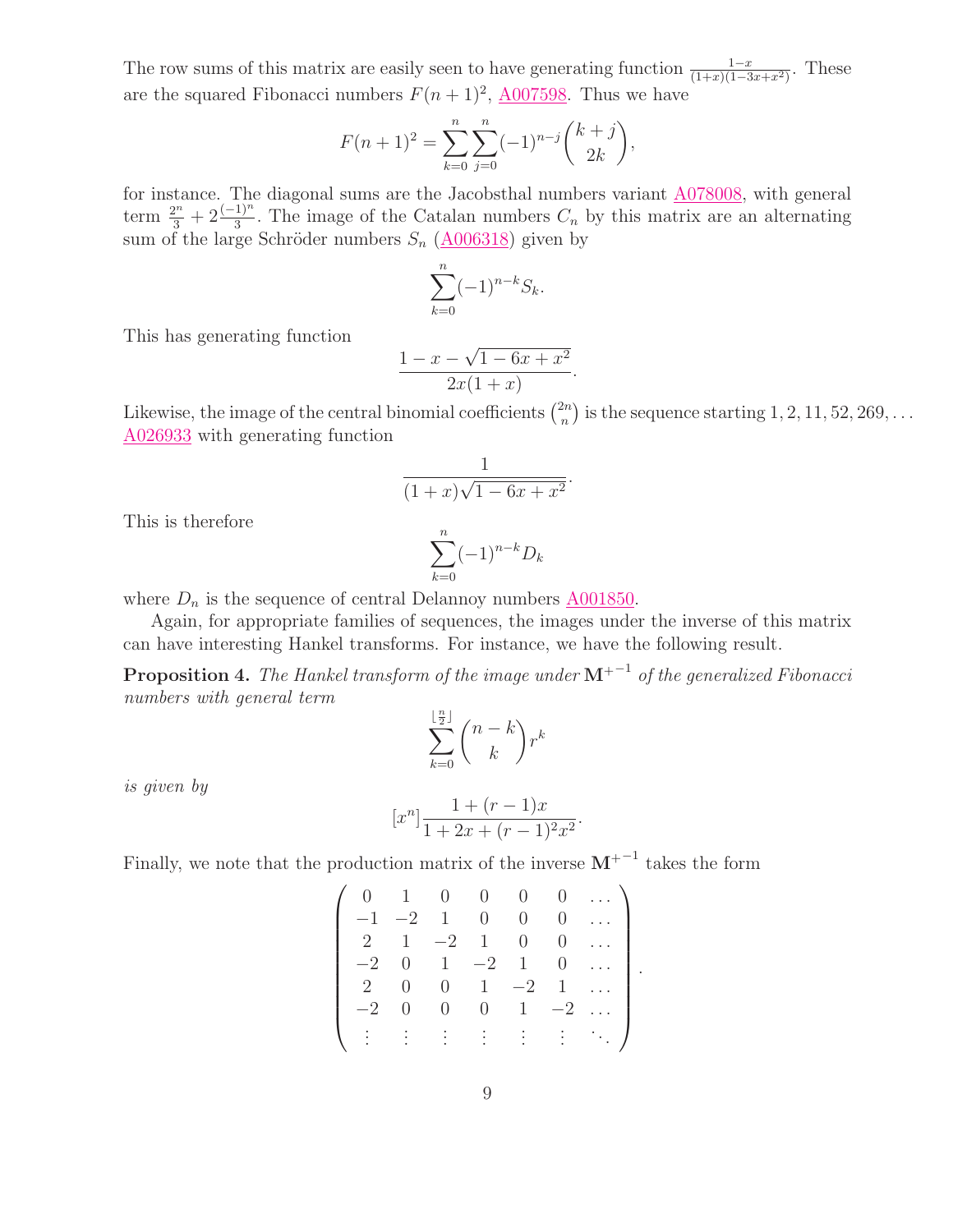The row sums of this matrix are easily seen to have generating function $\frac{1-x}{(1+x)(1-3x+x^2)}$. These are the squared Fibonacci numbers $F(n+1)^2$, A007598. Thus we have

$$F(n+1)^2 = \sum_{k=0}^{n} \sum_{j=0}^{n} (-1)^{n-j} \binom{k+j}{2k},$$

for instance. The diagonal sums are the Jacobsthal numbers variant A078008, with general term $\frac{2^n}{3} + 2\frac{(-1)^n}{3}$. The image of the Catalan numbers $C_n$ by this matrix are an alternating sum of the large Schröder numbers $S_n$ (A006318) given by

$$\sum_{k=0}^{n} (-1)^{n-k} S_k.$$

This has generating function

$$\frac{1-x-\sqrt{1-6x+x^2}}{2x(1+x)}.$$

Likewise, the image of the central binomial coefficients $\binom{2n}{n}$ is the sequence starting $1, 2, 11, 52, 269, \ldots$ A026933 with generating function

$$\frac{1}{(1+x)\sqrt{1-6x+x^2}}.$$

This is therefore

$$\sum_{k=0}^{n} (-1)^{n-k} D_k$$

where $D_n$ is the sequence of central Delannoy numbers A001850.

Again, for appropriate families of sequences, the images under the inverse of this matrix can have interesting Hankel transforms. For instance, we have the following result.

**Proposition 4.** *The Hankel transform of the image under $\mathbf{M}^{+^{-1}}$ of the generalized Fibonacci numbers with general term*

$$\sum_{k=0}^{\lfloor \frac{n}{2} \rfloor} \binom{n-k}{k} r^k$$

*is given by*

$$[x^n] \frac{1+(r-1)x}{1+2x+(r-1)^2x^2}.$$

Finally, we note that the production matrix of the inverse $\mathbf{M}^{+^{-1}}$ takes the form

$$\left(\begin{array}{ccccccc}
0 & 1 & 0 & 0 & 0 & 0 & \ldots \\
-1 & -2 & 1 & 0 & 0 & 0 & \ldots \\
2 & 1 & -2 & 1 & 0 & 0 & \ldots \\
-2 & 0 & 1 & -2 & 1 & 0 & \ldots \\
2 & 0 & 0 & 1 & -2 & 1 & \ldots \\
-2 & 0 & 0 & 0 & 1 & -2 & \ldots \\
\vdots & \vdots & \vdots & \vdots & \vdots & \vdots & \ddots
\end{array}\right).$$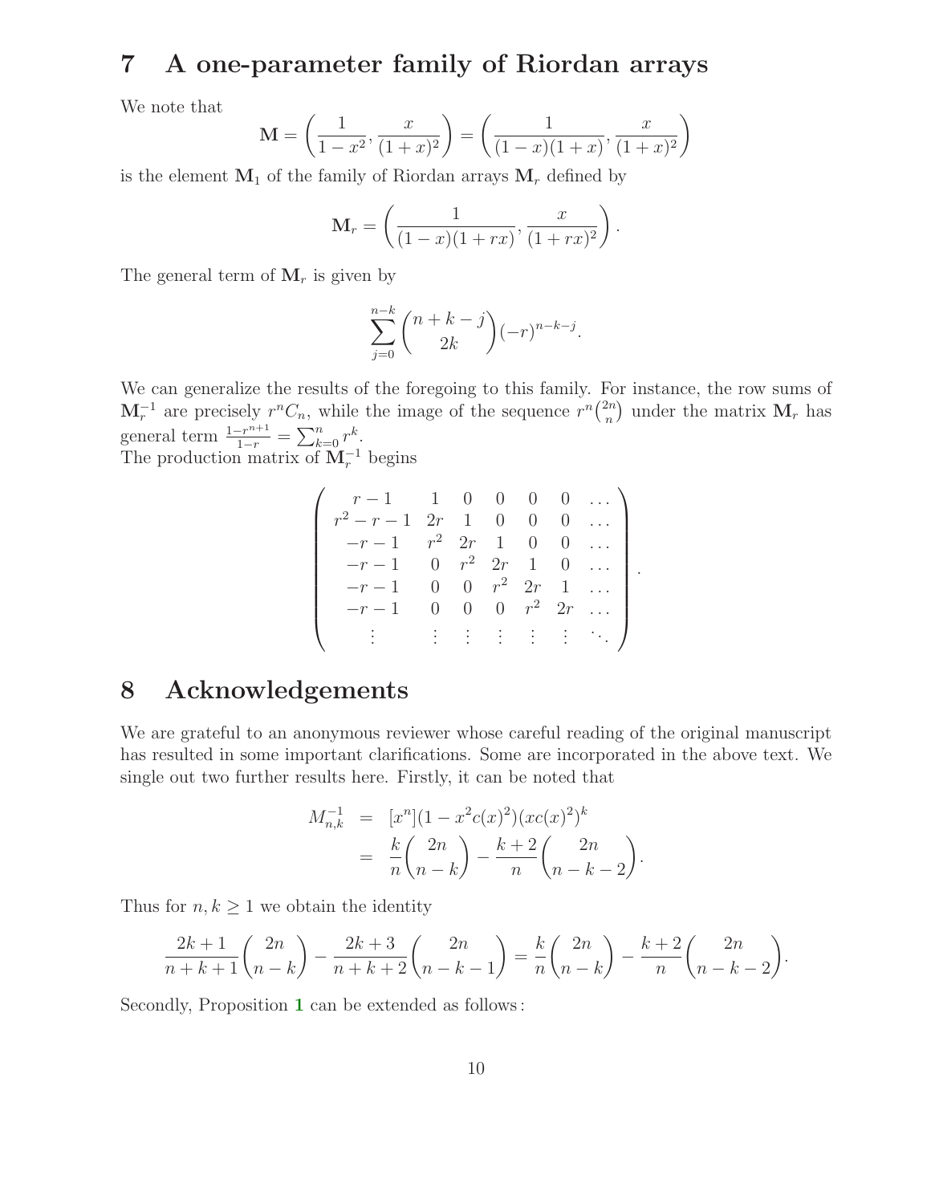# 7 A one-parameter family of Riordan arrays

We note that

$$\mathbf{M} = \left(\frac{1}{1-x^2}, \frac{x}{(1+x)^2}\right) = \left(\frac{1}{(1-x)(1+x)}, \frac{x}{(1+x)^2}\right)$$

is the element $\mathbf{M}_1$ of the family of Riordan arrays $\mathbf{M}_r$ defined by

$$\mathbf{M}_r = \left(\frac{1}{(1-x)(1+rx)}, \frac{x}{(1+rx)^2}\right).$$

The general term of $\mathbf{M}_r$ is given by

$$\sum_{j=0}^{n-k} \binom{n+k-j}{2k} (-r)^{n-k-j}.$$

We can generalize the results of the foregoing to this family. For instance, the row sums of $\mathbf{M}_r^{-1}$ are precisely $r^n C_n$, while the image of the sequence $r^n\binom{2n}{n}$ under the matrix $\mathbf{M}_r$ has general term $\frac{1-r^{n+1}}{1-r} = \sum_{k=0}^n r^k$.
The production matrix of $\mathbf{M}_r^{-1}$ begins

$$\left(\begin{array}{ccccccc}
r-1 & 1 & 0 & 0 & 0 & 0 & \dots \\
r^2-r-1 & 2r & 1 & 0 & 0 & 0 & \dots \\
-r-1 & r^2 & 2r & 1 & 0 & 0 & \dots \\
-r-1 & 0 & r^2 & 2r & 1 & 0 & \dots \\
-r-1 & 0 & 0 & r^2 & 2r & 1 & \dots \\
-r-1 & 0 & 0 & 0 & r^2 & 2r & \dots \\
\vdots & \vdots & \vdots & \vdots & \vdots & \vdots & \ddots
\end{array}\right).$$

# 8 Acknowledgements

We are grateful to an anonymous reviewer whose careful reading of the original manuscript has resulted in some important clarifications. Some are incorporated in the above text. We single out two further results here. Firstly, it can be noted that

$$\begin{aligned}
M_{n,k}^{-1} &= [x^n](1-x^2c(x)^2)(xc(x)^2)^k \\
&= \frac{k}{n}\binom{2n}{n-k} - \frac{k+2}{n}\binom{2n}{n-k-2}.
\end{aligned}$$

Thus for $n, k \geq 1$ we obtain the identity

$$\frac{2k+1}{n+k+1}\binom{2n}{n-k} - \frac{2k+3}{n+k+2}\binom{2n}{n-k-1} = \frac{k}{n}\binom{2n}{n-k} - \frac{k+2}{n}\binom{2n}{n-k-2}.$$

Secondly, Proposition 1 can be extended as follows: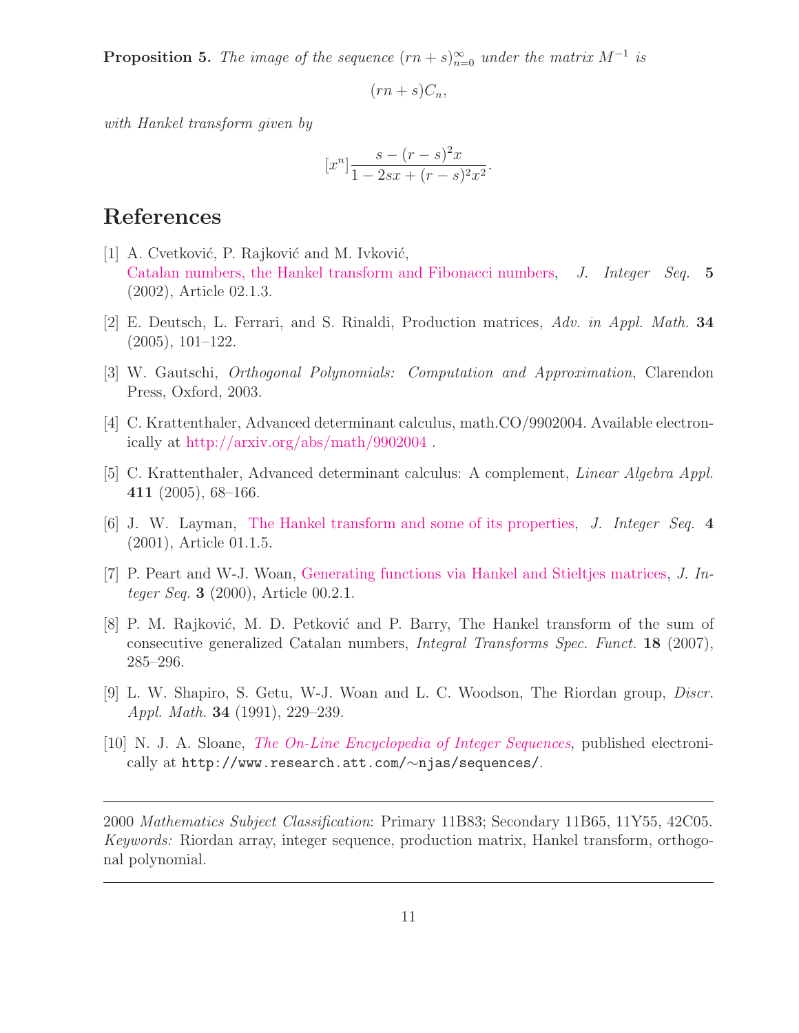**Proposition 5.** *The image of the sequence* $(rn+s)_{n=0}^{\infty}$ *under the matrix* $M^{-1}$ *is*

$$(rn+s)C_n,$$

*with Hankel transform given by*

$$[x^n]\frac{s-(r-s)^2x}{1-2sx+(r-s)^2x^2}.$$

## References

[1] A. Cvetković, P. Rajković and M. Ivković, Catalan numbers, the Hankel transform and Fibonacci numbers, *J. Integer Seq.* **5** (2002), Article 02.1.3.

[2] E. Deutsch, L. Ferrari, and S. Rinaldi, Production matrices, *Adv. in Appl. Math.* **34** (2005), 101–122.

[3] W. Gautschi, *Orthogonal Polynomials: Computation and Approximation*, Clarendon Press, Oxford, 2003.

[4] C. Krattenthaler, Advanced determinant calculus, math.CO/9902004. Available electronically at http://arxiv.org/abs/math/9902004 .

[5] C. Krattenthaler, Advanced determinant calculus: A complement, *Linear Algebra Appl.* **411** (2005), 68–166.

[6] J. W. Layman, The Hankel transform and some of its properties, *J. Integer Seq.* **4** (2001), Article 01.1.5.

[7] P. Peart and W-J. Woan, Generating functions via Hankel and Stieltjes matrices, *J. Integer Seq.* **3** (2000), Article 00.2.1.

[8] P. M. Rajković, M. D. Petković and P. Barry, The Hankel transform of the sum of consecutive generalized Catalan numbers, *Integral Transforms Spec. Funct.* **18** (2007), 285–296.

[9] L. W. Shapiro, S. Getu, W-J. Woan and L. C. Woodson, The Riordan group, *Discr. Appl. Math.* **34** (1991), 229–239.

[10] N. J. A. Sloane, *The On-Line Encyclopedia of Integer Sequences*, published electronically at `http://www.research.att.com/∼njas/sequences/`.

---

2000 *Mathematics Subject Classification*: Primary 11B83; Secondary 11B65, 11Y55, 42C05.
*Keywords:* Riordan array, integer sequence, production matrix, Hankel transform, orthogonal polynomial.

---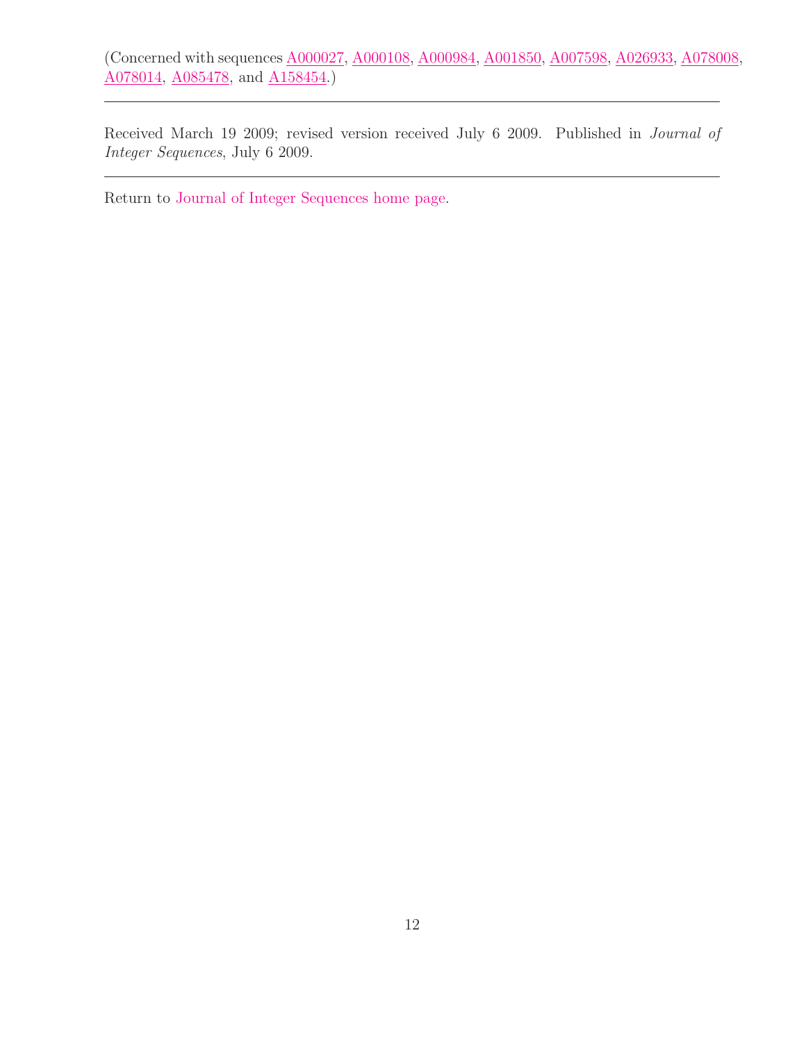(Concerned with sequences A000027, A000108, A000984, A001850, A007598, A026933, A078008, A078014, A085478, and A158454.)

---

Received March 19 2009; revised version received July 6 2009. Published in *Journal of Integer Sequences*, July 6 2009.

---

Return to Journal of Integer Sequences home page.